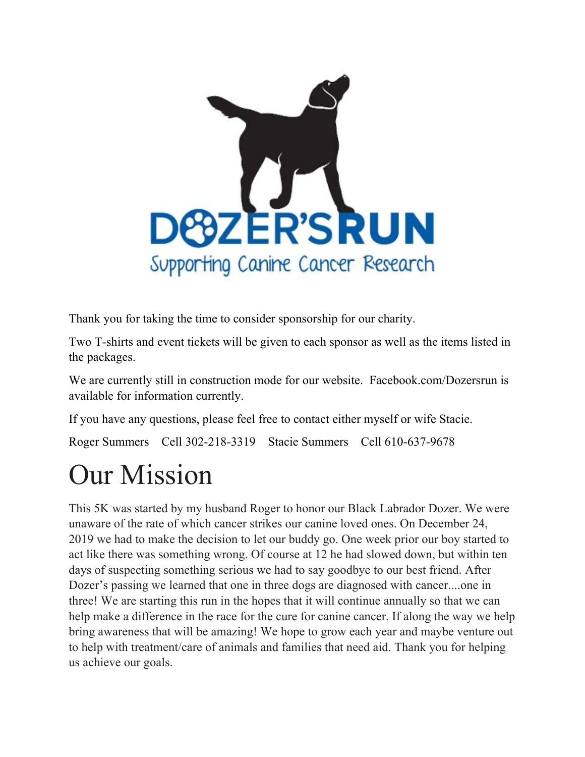# DOZER'S RUN

Supporting Canine Cancer Research

Thank you for taking the time to consider sponsorship for our charity.

Two T-shirts and event tickets will be given to each sponsor as well as the items listed in the packages.

We are currently still in construction mode for our website. Facebook.com/Dozersrun is available for information currently.

If you have any questions, please feel free to contact either myself or wife Stacie.

Roger Summers Cell 302-218-3319 Stacie Summers Cell 610-637-9678

# Our Mission

This 5K was started by my husband Roger to honor our Black Labrador Dozer. We were unaware of the rate of which cancer strikes our canine loved ones. On December 24, 2019 we had to make the decision to let our buddy go. One week prior our boy started to act like there was something wrong. Of course at 12 he had slowed down, but within ten days of suspecting something serious we had to say goodbye to our best friend. After Dozer's passing we learned that one in three dogs are diagnosed with cancer....one in three! We are starting this run in the hopes that it will continue annually so that we can help make a difference in the race for the cure for canine cancer. If along the way we help bring awareness that will be amazing! We hope to grow each year and maybe venture out to help with treatment/care of animals and families that need aid. Thank you for helping us achieve our goals.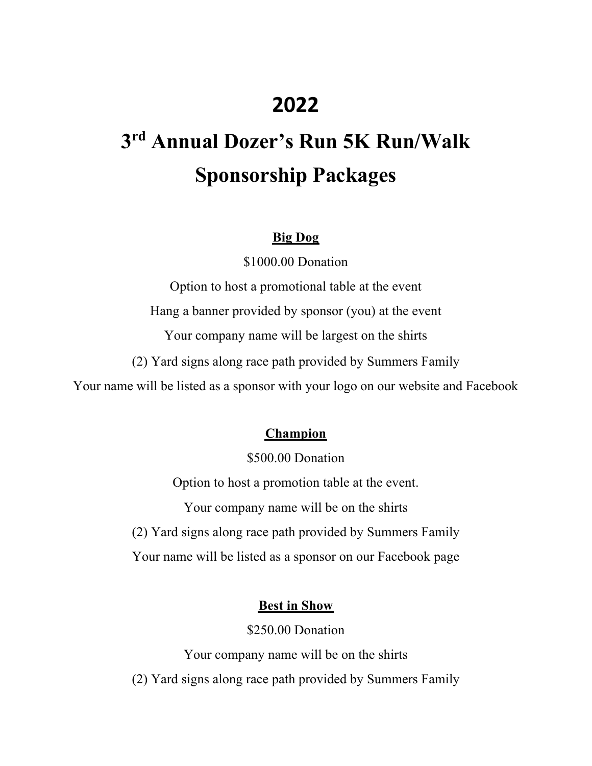# 2022

# 3rd Annual Dozer's Run 5K Run/Walk Sponsorship Packages

**Big Dog**

$1000.00 Donation

Option to host a promotional table at the event

Hang a banner provided by sponsor (you) at the event

Your company name will be largest on the shirts

(2) Yard signs along race path provided by Summers Family

Your name will be listed as a sponsor with your logo on our website and Facebook

**Champion**

$500.00 Donation

Option to host a promotion table at the event.

Your company name will be on the shirts

(2) Yard signs along race path provided by Summers Family

Your name will be listed as a sponsor on our Facebook page

**Best in Show**

$250.00 Donation

Your company name will be on the shirts

(2) Yard signs along race path provided by Summers Family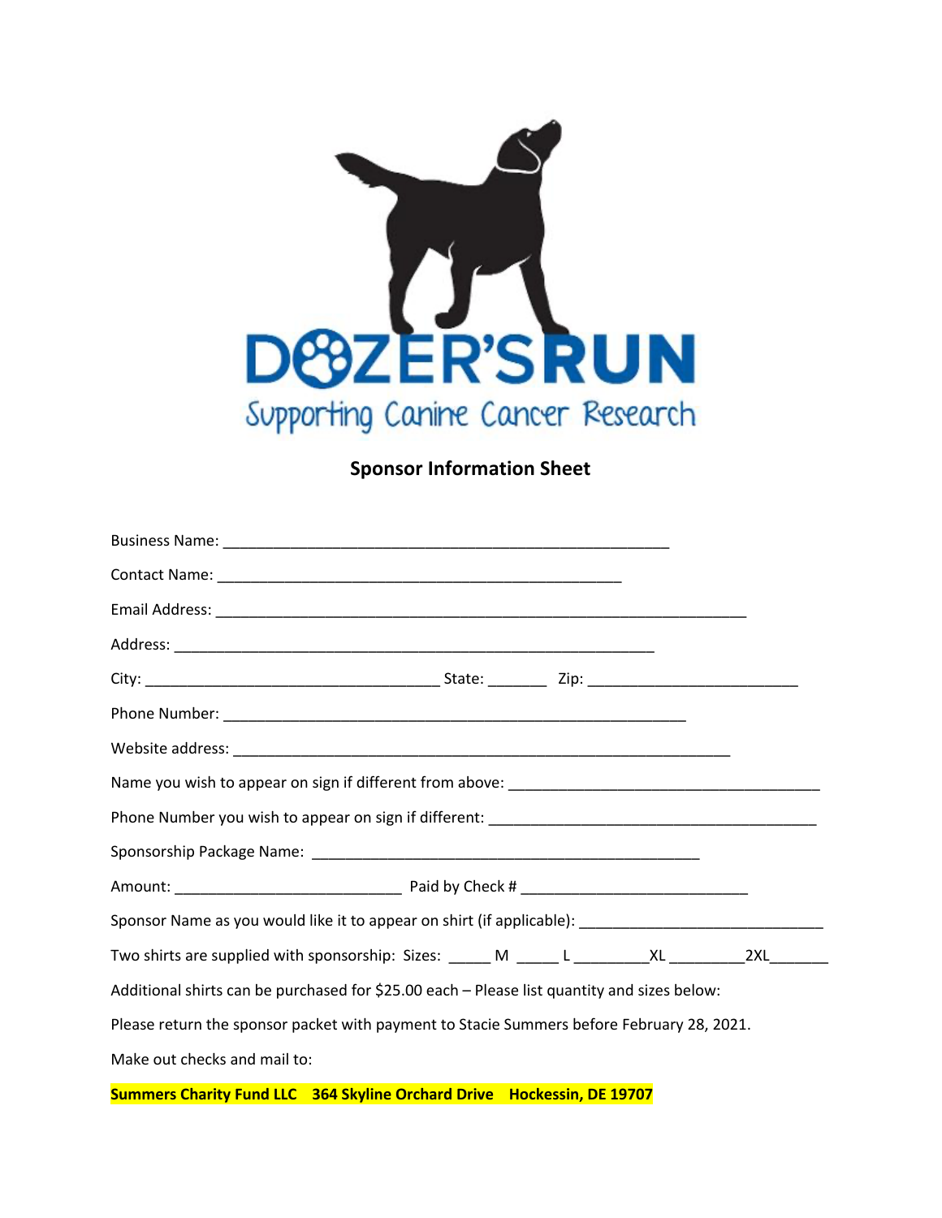DOZER'S RUN

Supporting Canine Cancer Research

**Sponsor Information Sheet**

Business Name: ____________________________________________________

Contact Name: _______________________________________________

Email Address: ___________________________________________________________

Address: _____________________________________________________

City: _________________________________ State: _______ Zip: _______________________

Phone Number: ____________________________________________________

Website address: ________________________________________________________

Name you wish to appear on sign if different from above: ___________________________________

Phone Number you wish to appear on sign if different: _____________________________________

Sponsorship Package Name: ___________________________________________

Amount: _________________________ Paid by Check # _________________________

Sponsor Name as you would like it to appear on shirt (if applicable): ___________________________

Two shirts are supplied with sponsorship: Sizes: _____ M _____ L _________XL _________2XL_______

Additional shirts can be purchased for $25.00 each – Please list quantity and sizes below:

Please return the sponsor packet with payment to Stacie Summers before February 28, 2021.

Make out checks and mail to:

**Summers Charity Fund LLC 364 Skyline Orchard Drive Hockessin, DE 19707**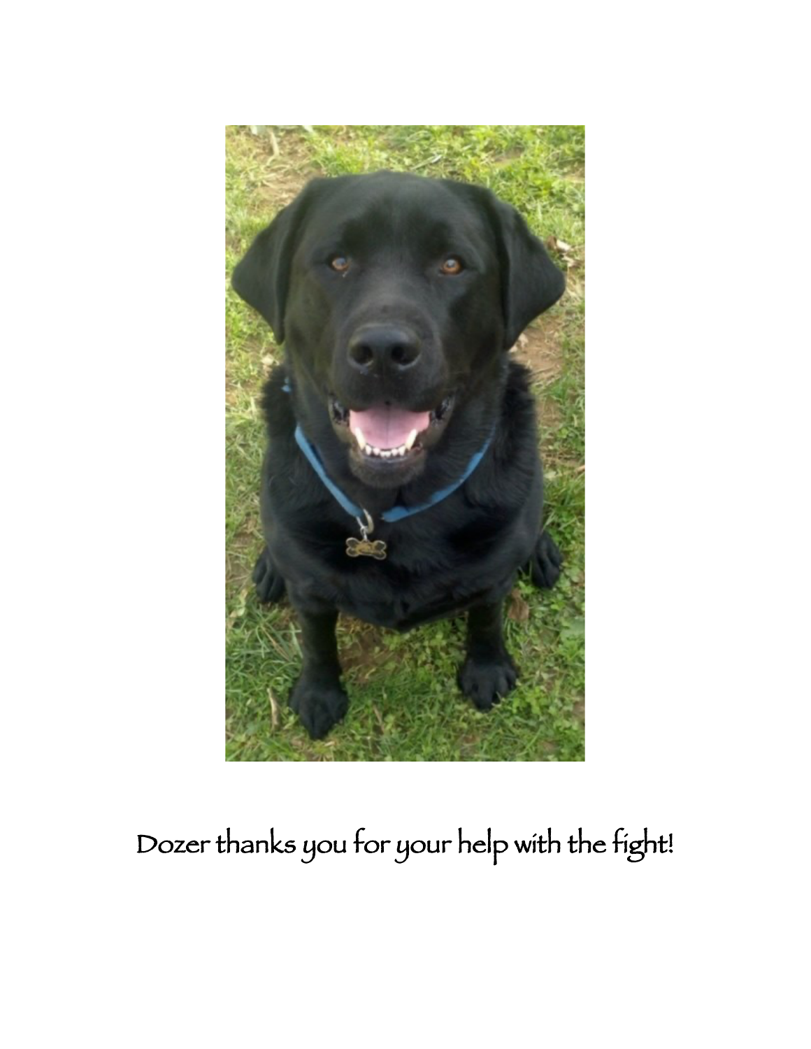Dozer thanks you for your help with the fight!